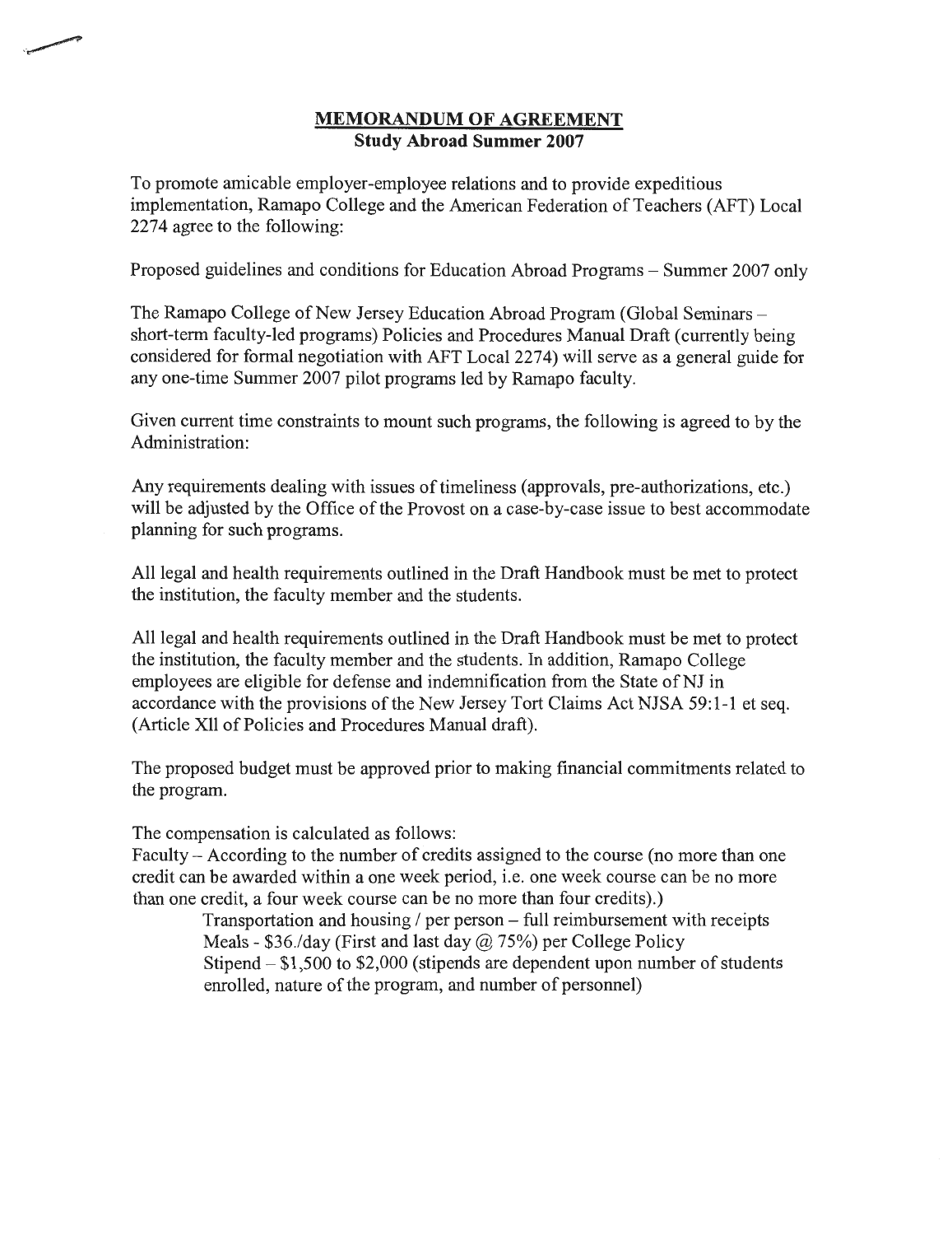**MEMORANDUM OF AGREEMENT**
**Study Abroad Summer 2007**

To promote amicable employer-employee relations and to provide expeditious implementation, Ramapo College and the American Federation of Teachers (AFT) Local 2274 agree to the following:

Proposed guidelines and conditions for Education Abroad Programs – Summer 2007 only

The Ramapo College of New Jersey Education Abroad Program (Global Seminars – short-term faculty-led programs) Policies and Procedures Manual Draft (currently being considered for formal negotiation with AFT Local 2274) will serve as a general guide for any one-time Summer 2007 pilot programs led by Ramapo faculty.

Given current time constraints to mount such programs, the following is agreed to by the Administration:

Any requirements dealing with issues of timeliness (approvals, pre-authorizations, etc.) will be adjusted by the Office of the Provost on a case-by-case issue to best accommodate planning for such programs.

All legal and health requirements outlined in the Draft Handbook must be met to protect the institution, the faculty member and the students.

All legal and health requirements outlined in the Draft Handbook must be met to protect the institution, the faculty member and the students. In addition, Ramapo College employees are eligible for defense and indemnification from the State of NJ in accordance with the provisions of the New Jersey Tort Claims Act NJSA 59:1-1 et seq. (Article XII of Policies and Procedures Manual draft).

The proposed budget must be approved prior to making financial commitments related to the program.

The compensation is calculated as follows:
Faculty – According to the number of credits assigned to the course (no more than one credit can be awarded within a one week period, i.e. one week course can be no more than one credit, a four week course can be no more than four credits).)

> Transportation and housing / per person – full reimbursement with receipts
> Meals - $36./day (First and last day @ 75%) per College Policy
> Stipend – $1,500 to $2,000 (stipends are dependent upon number of students enrolled, nature of the program, and number of personnel)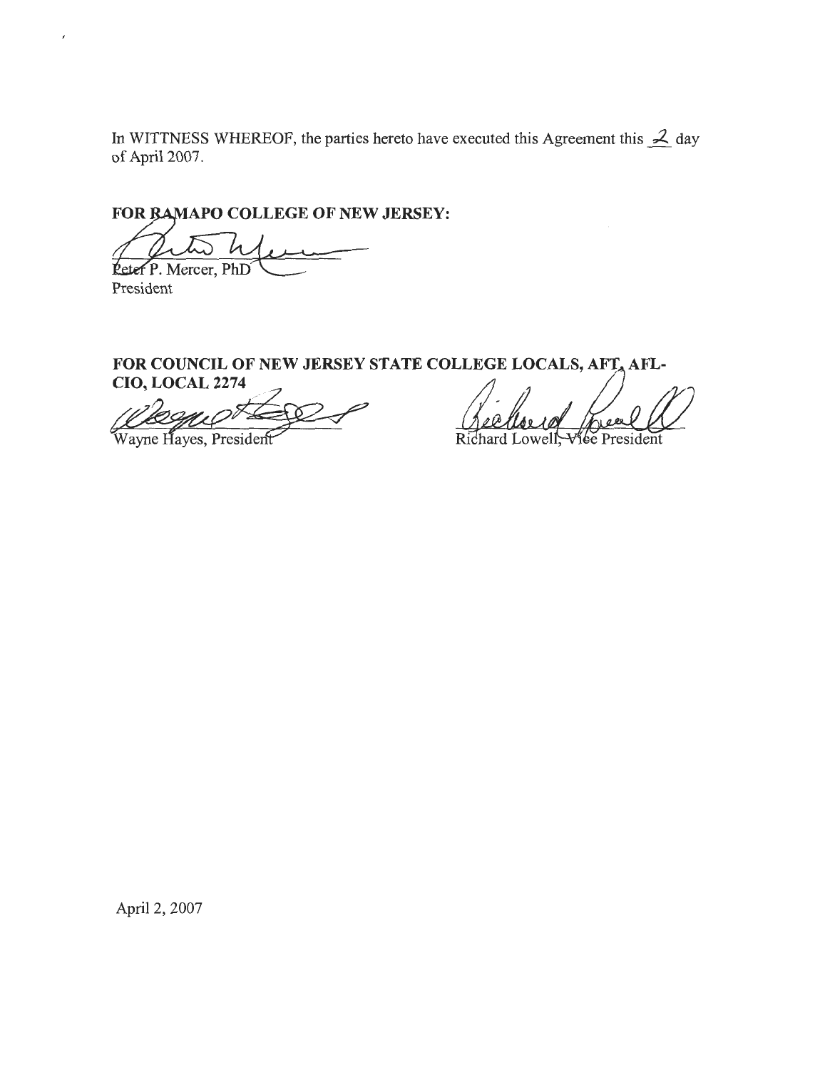In WITTNESS WHEREOF, the parties hereto have executed this Agreement this 2 day of April 2007.

**FOR RAMAPO COLLEGE OF NEW JERSEY:**

Peter P. Mercer, PhD
President

**FOR COUNCIL OF NEW JERSEY STATE COLLEGE LOCALS, AFT, AFL-CIO, LOCAL 2274**

Wayne Hayes, President

Richard Lowell, Vice President

April 2, 2007